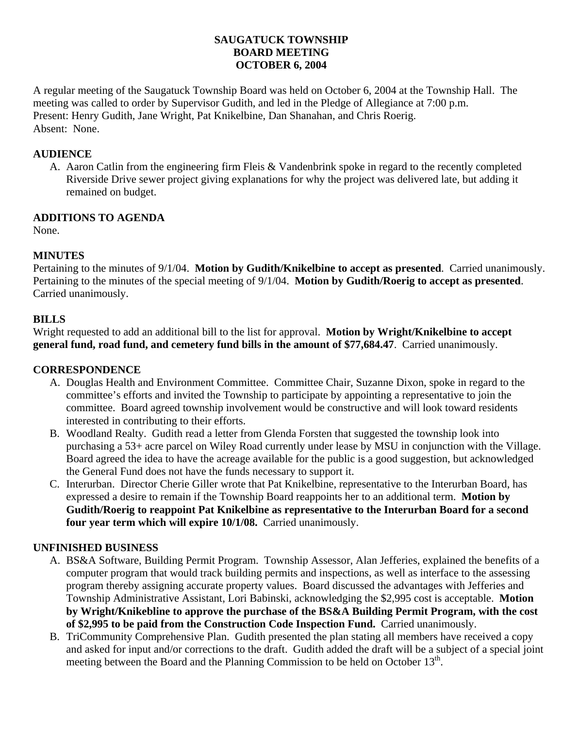# SAUGATUCK TOWNSHIP
# BOARD MEETING
# OCTOBER 6, 2004

A regular meeting of the Saugatuck Township Board was held on October 6, 2004 at the Township Hall. The meeting was called to order by Supervisor Gudith, and led in the Pledge of Allegiance at 7:00 p.m.
Present: Henry Gudith, Jane Wright, Pat Knikelbine, Dan Shanahan, and Chris Roerig.
Absent: None.

**AUDIENCE**

A. Aaron Catlin from the engineering firm Fleis & Vandenbrink spoke in regard to the recently completed Riverside Drive sewer project giving explanations for why the project was delivered late, but adding it remained on budget.

**ADDITIONS TO AGENDA**

None.

**MINUTES**

Pertaining to the minutes of 9/1/04. **Motion by Gudith/Knikelbine to accept as presented**. Carried unanimously. Pertaining to the minutes of the special meeting of 9/1/04. **Motion by Gudith/Roerig to accept as presented**. Carried unanimously.

**BILLS**

Wright requested to add an additional bill to the list for approval. **Motion by Wright/Knikelbine to accept general fund, road fund, and cemetery fund bills in the amount of $77,684.47**. Carried unanimously.

**CORRESPONDENCE**

A. Douglas Health and Environment Committee. Committee Chair, Suzanne Dixon, spoke in regard to the committee's efforts and invited the Township to participate by appointing a representative to join the committee. Board agreed township involvement would be constructive and will look toward residents interested in contributing to their efforts.
B. Woodland Realty. Gudith read a letter from Glenda Forsten that suggested the township look into purchasing a 53+ acre parcel on Wiley Road currently under lease by MSU in conjunction with the Village. Board agreed the idea to have the acreage available for the public is a good suggestion, but acknowledged the General Fund does not have the funds necessary to support it.
C. Interurban. Director Cherie Giller wrote that Pat Knikelbine, representative to the Interurban Board, has expressed a desire to remain if the Township Board reappoints her to an additional term. **Motion by Gudith/Roerig to reappoint Pat Knikelbine as representative to the Interurban Board for a second four year term which will expire 10/1/08.** Carried unanimously.

**UNFINISHED BUSINESS**

A. BS&A Software, Building Permit Program. Township Assessor, Alan Jefferies, explained the benefits of a computer program that would track building permits and inspections, as well as interface to the assessing program thereby assigning accurate property values. Board discussed the advantages with Jefferies and Township Administrative Assistant, Lori Babinski, acknowledging the $2,995 cost is acceptable. **Motion by Wright/Knikebline to approve the purchase of the BS&A Building Permit Program, with the cost of $2,995 to be paid from the Construction Code Inspection Fund.** Carried unanimously.
B. TriCommunity Comprehensive Plan. Gudith presented the plan stating all members have received a copy and asked for input and/or corrections to the draft. Gudith added the draft will be a subject of a special joint meeting between the Board and the Planning Commission to be held on October 13th.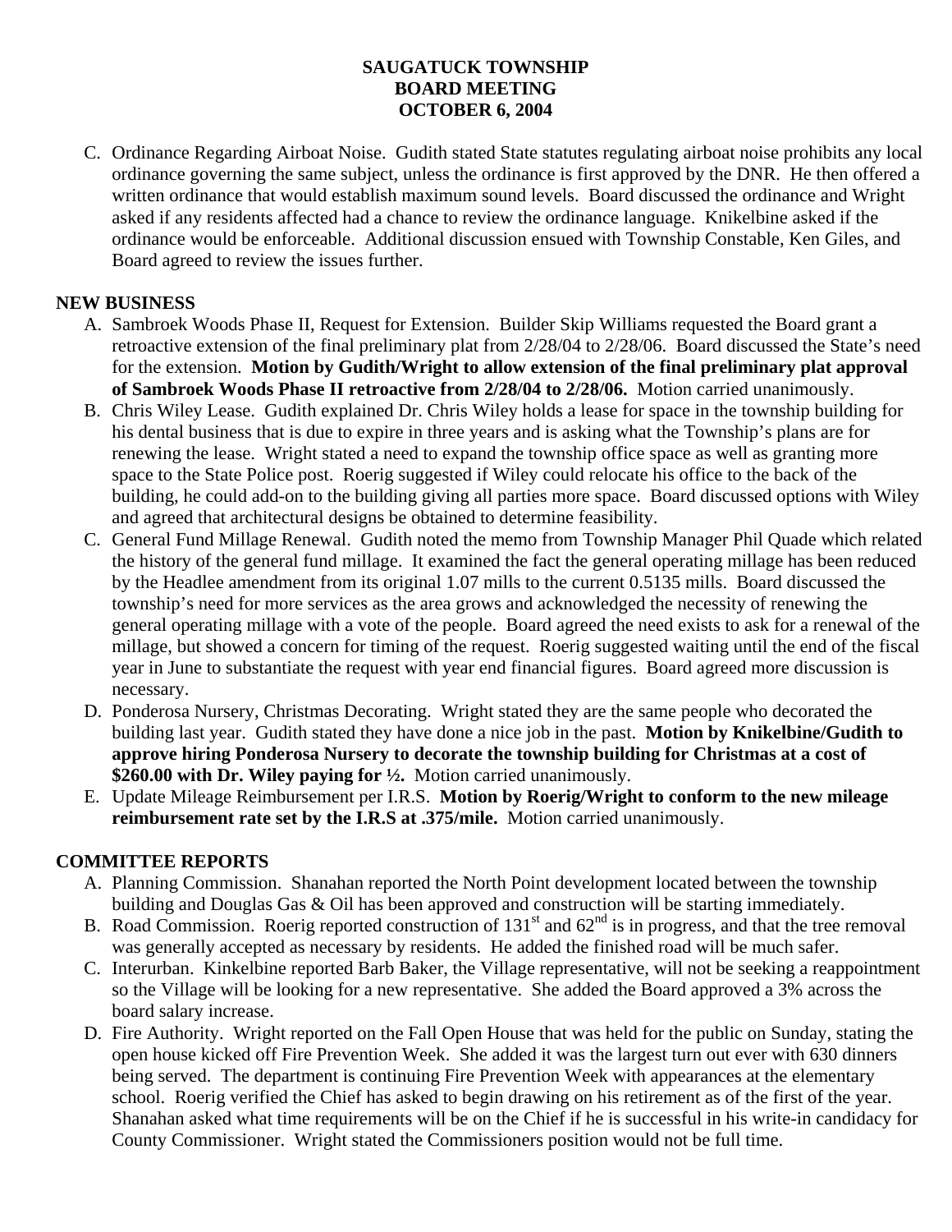**SAUGATUCK TOWNSHIP**
**BOARD MEETING**
**OCTOBER 6, 2004**

C. Ordinance Regarding Airboat Noise. Gudith stated State statutes regulating airboat noise prohibits any local ordinance governing the same subject, unless the ordinance is first approved by the DNR. He then offered a written ordinance that would establish maximum sound levels. Board discussed the ordinance and Wright asked if any residents affected had a chance to review the ordinance language. Knikelbine asked if the ordinance would be enforceable. Additional discussion ensued with Township Constable, Ken Giles, and Board agreed to review the issues further.

## NEW BUSINESS

A. Sambroek Woods Phase II, Request for Extension. Builder Skip Williams requested the Board grant a retroactive extension of the final preliminary plat from 2/28/04 to 2/28/06. Board discussed the State's need for the extension. **Motion by Gudith/Wright to allow extension of the final preliminary plat approval of Sambroek Woods Phase II retroactive from 2/28/04 to 2/28/06.** Motion carried unanimously.

B. Chris Wiley Lease. Gudith explained Dr. Chris Wiley holds a lease for space in the township building for his dental business that is due to expire in three years and is asking what the Township's plans are for renewing the lease. Wright stated a need to expand the township office space as well as granting more space to the State Police post. Roerig suggested if Wiley could relocate his office to the back of the building, he could add-on to the building giving all parties more space. Board discussed options with Wiley and agreed that architectural designs be obtained to determine feasibility.

C. General Fund Millage Renewal. Gudith noted the memo from Township Manager Phil Quade which related the history of the general fund millage. It examined the fact the general operating millage has been reduced by the Headlee amendment from its original 1.07 mills to the current 0.5135 mills. Board discussed the township's need for more services as the area grows and acknowledged the necessity of renewing the general operating millage with a vote of the people. Board agreed the need exists to ask for a renewal of the millage, but showed a concern for timing of the request. Roerig suggested waiting until the end of the fiscal year in June to substantiate the request with year end financial figures. Board agreed more discussion is necessary.

D. Ponderosa Nursery, Christmas Decorating. Wright stated they are the same people who decorated the building last year. Gudith stated they have done a nice job in the past. **Motion by Knikelbine/Gudith to approve hiring Ponderosa Nursery to decorate the township building for Christmas at a cost of $260.00 with Dr. Wiley paying for ½.** Motion carried unanimously.

E. Update Mileage Reimbursement per I.R.S. **Motion by Roerig/Wright to conform to the new mileage reimbursement rate set by the I.R.S at .375/mile.** Motion carried unanimously.

## COMMITTEE REPORTS

A. Planning Commission. Shanahan reported the North Point development located between the township building and Douglas Gas & Oil has been approved and construction will be starting immediately.

B. Road Commission. Roerig reported construction of 131st and 62nd is in progress, and that the tree removal was generally accepted as necessary by residents. He added the finished road will be much safer.

C. Interurban. Kinkelbine reported Barb Baker, the Village representative, will not be seeking a reappointment so the Village will be looking for a new representative. She added the Board approved a 3% across the board salary increase.

D. Fire Authority. Wright reported on the Fall Open House that was held for the public on Sunday, stating the open house kicked off Fire Prevention Week. She added it was the largest turn out ever with 630 dinners being served. The department is continuing Fire Prevention Week with appearances at the elementary school. Roerig verified the Chief has asked to begin drawing on his retirement as of the first of the year. Shanahan asked what time requirements will be on the Chief if he is successful in his write-in candidacy for County Commissioner. Wright stated the Commissioners position would not be full time.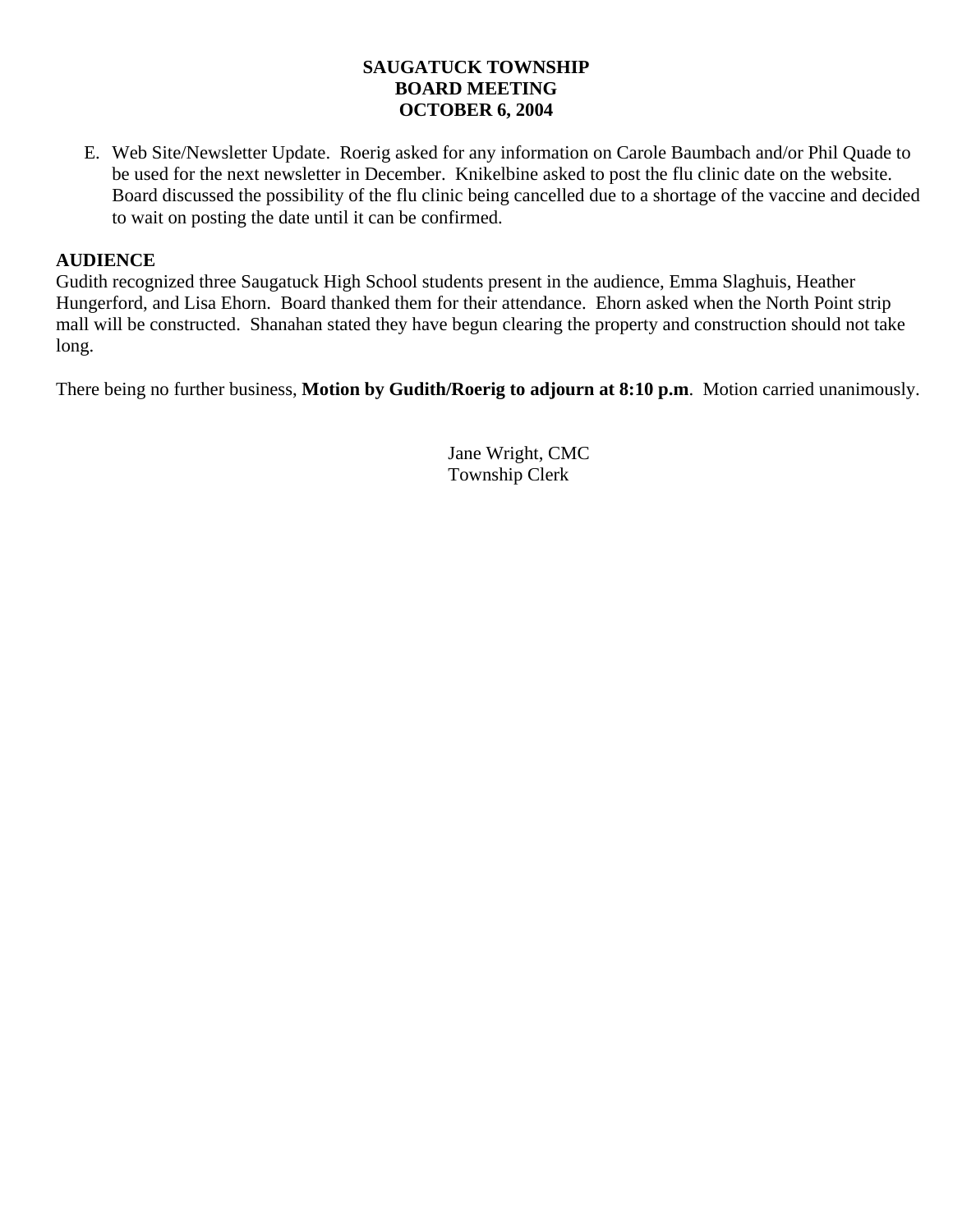**SAUGATUCK TOWNSHIP**
**BOARD MEETING**
**OCTOBER 6, 2004**

E. Web Site/Newsletter Update. Roerig asked for any information on Carole Baumbach and/or Phil Quade to be used for the next newsletter in December. Knikelbine asked to post the flu clinic date on the website. Board discussed the possibility of the flu clinic being cancelled due to a shortage of the vaccine and decided to wait on posting the date until it can be confirmed.

**AUDIENCE**

Gudith recognized three Saugatuck High School students present in the audience, Emma Slaghuis, Heather Hungerford, and Lisa Ehorn. Board thanked them for their attendance. Ehorn asked when the North Point strip mall will be constructed. Shanahan stated they have begun clearing the property and construction should not take long.

There being no further business, **Motion by Gudith/Roerig to adjourn at 8:10 p.m**. Motion carried unanimously.

Jane Wright, CMC
Township Clerk